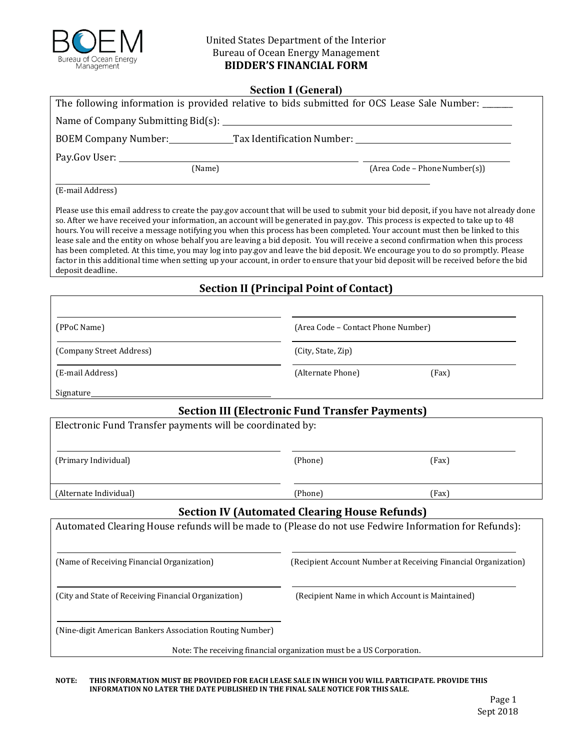United States Department of the Interior
Bureau of Ocean Energy Management
**BIDDER'S FINANCIAL FORM**

## Section I (General)

The following information is provided relative to bids submitted for OCS Lease Sale Number: _______

Name of Company Submitting Bid(s): ______________________________

BOEM Company Number: ____________ Tax Identification Number: ______________________________

Pay.Gov User: ______________________________ ______________________________
(Name) (Area Code – Phone Number(s))

______________________________
(E-mail Address)

Please use this email address to create the pay.gov account that will be used to submit your bid deposit, if you have not already done so. After we have received your information, an account will be generated in pay.gov. This process is expected to take up to 48 hours. You will receive a message notifying you when this process has been completed. Your account must then be linked to this lease sale and the entity on whose behalf you are leaving a bid deposit. You will receive a second confirmation when this process has been completed. At this time, you may log into pay.gov and leave the bid deposit. We encourage you to do so promptly. Please factor in this additional time when setting up your account, in order to ensure that your bid deposit will be received before the bid deposit deadline.

## Section II (Principal Point of Contact)

______________________________ ______________________________
(PPoC Name) (Area Code – Contact Phone Number)

______________________________ ______________________________
(Company Street Address) (City, State, Zip)

______________________________ ______________________________
(E-mail Address) (Alternate Phone) (Fax)

Signature______________________________

## Section III (Electronic Fund Transfer Payments)

Electronic Fund Transfer payments will be coordinated by:

______________________________ ______________________________
(Primary Individual) (Phone) (Fax)

______________________________ ______________________________
(Alternate Individual) (Phone) (Fax)

## Section IV (Automated Clearing House Refunds)

Automated Clearing House refunds will be made to (Please do not use Fedwire Information for Refunds):

______________________________ ______________________________
(Name of Receiving Financial Organization) (Recipient Account Number at Receiving Financial Organization)

______________________________ ______________________________
(City and State of Receiving Financial Organization) (Recipient Name in which Account is Maintained)

______________________________
(Nine-digit American Bankers Association Routing Number)

Note: The receiving financial organization must be a US Corporation.

**NOTE: THIS INFORMATION MUST BE PROVIDED FOR EACH LEASE SALE IN WHICH YOU WILL PARTICIPATE. PROVIDE THIS INFORMATION NO LATER THE DATE PUBLISHED IN THE FINAL SALE NOTICE FOR THIS SALE.**

Sept 2018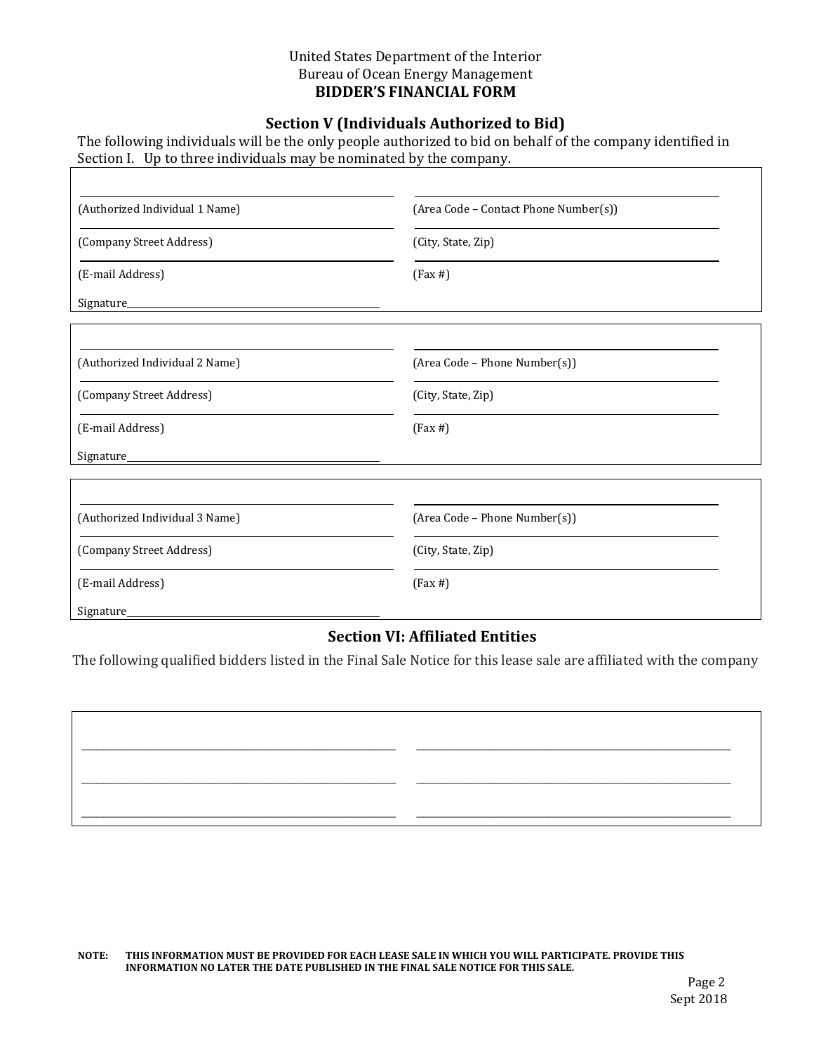United States Department of the Interior
Bureau of Ocean Energy Management
**BIDDER'S FINANCIAL FORM**

## Section V (Individuals Authorized to Bid)

The following individuals will be the only people authorized to bid on behalf of the company identified in Section I. Up to three individuals may be nominated by the company.

| | |
|---|---|
| (Authorized Individual 1 Name) | (Area Code – Contact Phone Number(s)) |
| (Company Street Address) | (City, State, Zip) |
| (E-mail Address) | (Fax #) |
| Signature\_\_\_\_\_\_\_\_\_\_\_\_\_\_\_\_\_\_\_\_\_\_\_\_\_\_\_\_ | |

| | |
|---|---|
| (Authorized Individual 2 Name) | (Area Code – Phone Number(s)) |
| (Company Street Address) | (City, State, Zip) |
| (E-mail Address) | (Fax #) |
| Signature\_\_\_\_\_\_\_\_\_\_\_\_\_\_\_\_\_\_\_\_\_\_\_\_\_\_\_\_ | |

| | |
|---|---|
| (Authorized Individual 3 Name) | (Area Code – Phone Number(s)) |
| (Company Street Address) | (City, State, Zip) |
| (E-mail Address) | (Fax #) |
| Signature\_\_\_\_\_\_\_\_\_\_\_\_\_\_\_\_\_\_\_\_\_\_\_\_\_\_\_\_ | |

## Section VI: Affiliated Entities

The following qualified bidders listed in the Final Sale Notice for this lease sale are affiliated with the company

| | |
|---|---|
| \_\_\_\_\_\_\_\_\_\_\_\_\_\_\_\_\_\_\_\_\_\_\_\_\_\_\_\_ | \_\_\_\_\_\_\_\_\_\_\_\_\_\_\_\_\_\_\_\_\_\_\_\_\_\_\_\_ |
| \_\_\_\_\_\_\_\_\_\_\_\_\_\_\_\_\_\_\_\_\_\_\_\_\_\_\_\_ | \_\_\_\_\_\_\_\_\_\_\_\_\_\_\_\_\_\_\_\_\_\_\_\_\_\_\_\_ |
| \_\_\_\_\_\_\_\_\_\_\_\_\_\_\_\_\_\_\_\_\_\_\_\_\_\_\_\_ | \_\_\_\_\_\_\_\_\_\_\_\_\_\_\_\_\_\_\_\_\_\_\_\_\_\_\_\_ |

**NOTE: THIS INFORMATION MUST BE PROVIDED FOR EACH LEASE SALE IN WHICH YOU WILL PARTICIPATE. PROVIDE THIS INFORMATION NO LATER THE DATE PUBLISHED IN THE FINAL SALE NOTICE FOR THIS SALE.**

Sept 2018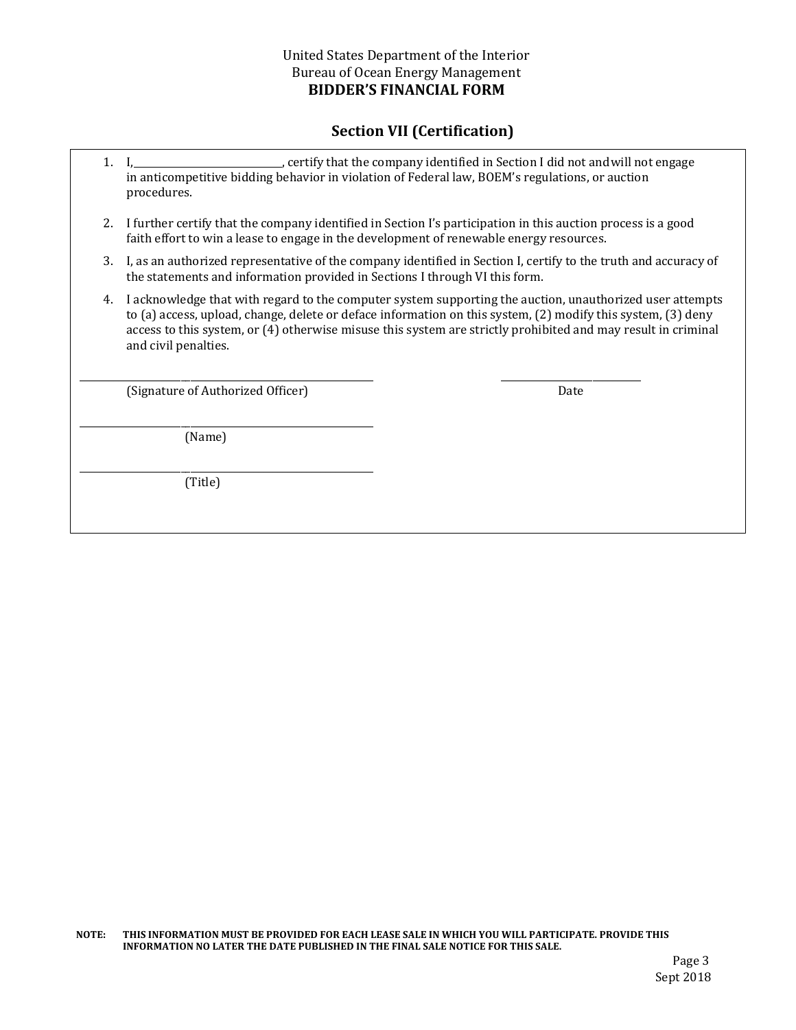United States Department of the Interior
Bureau of Ocean Energy Management
**BIDDER'S FINANCIAL FORM**

## Section VII (Certification)

1. I,\_\_\_\_\_\_\_\_\_\_\_\_\_\_\_\_\_\_\_\_\_\_\_\_\_\_\_\_, certify that the company identified in Section I did not and will not engage in anticompetitive bidding behavior in violation of Federal law, BOEM's regulations, or auction procedures.
2. I further certify that the company identified in Section I's participation in this auction process is a good faith effort to win a lease to engage in the development of renewable energy resources.
3. I, as an authorized representative of the company identified in Section I, certify to the truth and accuracy of the statements and information provided in Sections I through VI this form.
4. I acknowledge that with regard to the computer system supporting the auction, unauthorized user attempts to (a) access, upload, change, delete or deface information on this system, (2) modify this system, (3) deny access to this system, or (4) otherwise misuse this system are strictly prohibited and may result in criminal and civil penalties.

\_\_\_\_\_\_\_\_\_\_\_\_\_\_\_\_\_\_\_\_\_\_\_\_\_\_\_\_\_\_\_\_\_\_\_\_\_\_\_\_ \_\_\_\_\_\_\_\_\_\_\_\_\_\_\_\_\_\_\_\_\_\_\_\_
(Signature of Authorized Officer) Date

\_\_\_\_\_\_\_\_\_\_\_\_\_\_\_\_\_\_\_\_\_\_\_\_\_\_\_\_\_\_\_\_\_\_\_\_\_\_\_\_
(Name)

\_\_\_\_\_\_\_\_\_\_\_\_\_\_\_\_\_\_\_\_\_\_\_\_\_\_\_\_\_\_\_\_\_\_\_\_\_\_\_\_
(Title)

**NOTE: THIS INFORMATION MUST BE PROVIDED FOR EACH LEASE SALE IN WHICH YOU WILL PARTICIPATE. PROVIDE THIS INFORMATION NO LATER THE DATE PUBLISHED IN THE FINAL SALE NOTICE FOR THIS SALE.**

Sept 2018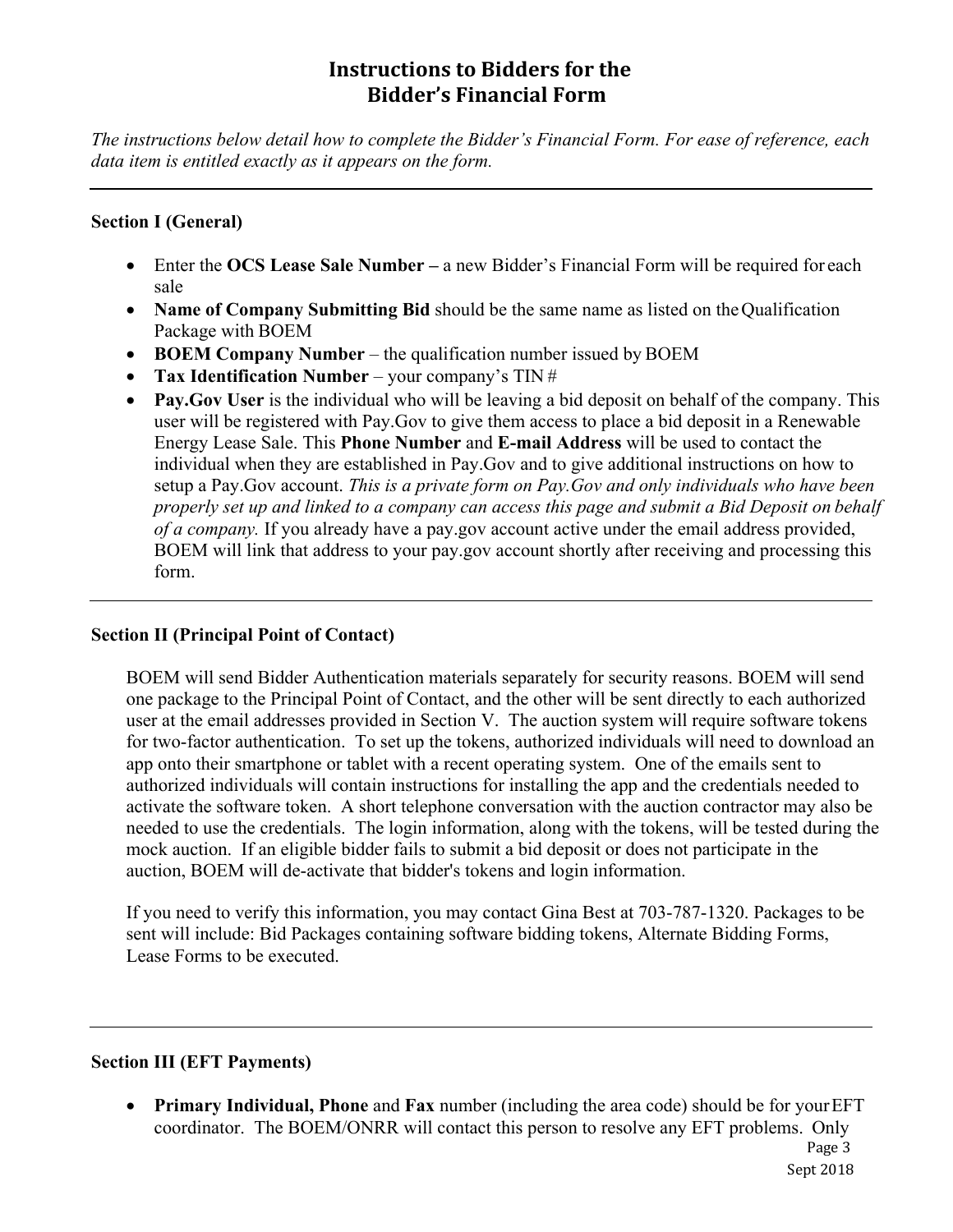# Instructions to Bidders for the Bidder's Financial Form

*The instructions below detail how to complete the Bidder's Financial Form. For ease of reference, each data item is entitled exactly as it appears on the form.*

---

**Section I (General)**

- Enter the **OCS Lease Sale Number –** a new Bidder's Financial Form will be required for each sale
- **Name of Company Submitting Bid** should be the same name as listed on the Qualification Package with BOEM
- **BOEM Company Number** – the qualification number issued by BOEM
- **Tax Identification Number** – your company's TIN #
- **Pay.Gov User** is the individual who will be leaving a bid deposit on behalf of the company. This user will be registered with Pay.Gov to give them access to place a bid deposit in a Renewable Energy Lease Sale. This **Phone Number** and **E-mail Address** will be used to contact the individual when they are established in Pay.Gov and to give additional instructions on how to setup a Pay.Gov account. *This is a private form on Pay.Gov and only individuals who have been properly set up and linked to a company can access this page and submit a Bid Deposit on behalf of a company.* If you already have a pay.gov account active under the email address provided, BOEM will link that address to your pay.gov account shortly after receiving and processing this form.

---

**Section II (Principal Point of Contact)**

BOEM will send Bidder Authentication materials separately for security reasons. BOEM will send one package to the Principal Point of Contact, and the other will be sent directly to each authorized user at the email addresses provided in Section V. The auction system will require software tokens for two-factor authentication. To set up the tokens, authorized individuals will need to download an app onto their smartphone or tablet with a recent operating system. One of the emails sent to authorized individuals will contain instructions for installing the app and the credentials needed to activate the software token. A short telephone conversation with the auction contractor may also be needed to use the credentials. The login information, along with the tokens, will be tested during the mock auction. If an eligible bidder fails to submit a bid deposit or does not participate in the auction, BOEM will de-activate that bidder's tokens and login information.

If you need to verify this information, you may contact Gina Best at 703-787-1320. Packages to be sent will include: Bid Packages containing software bidding tokens, Alternate Bidding Forms, Lease Forms to be executed.

---

**Section III (EFT Payments)**

- **Primary Individual, Phone** and **Fax** number (including the area code) should be for your EFT coordinator. The BOEM/ONRR will contact this person to resolve any EFT problems. Only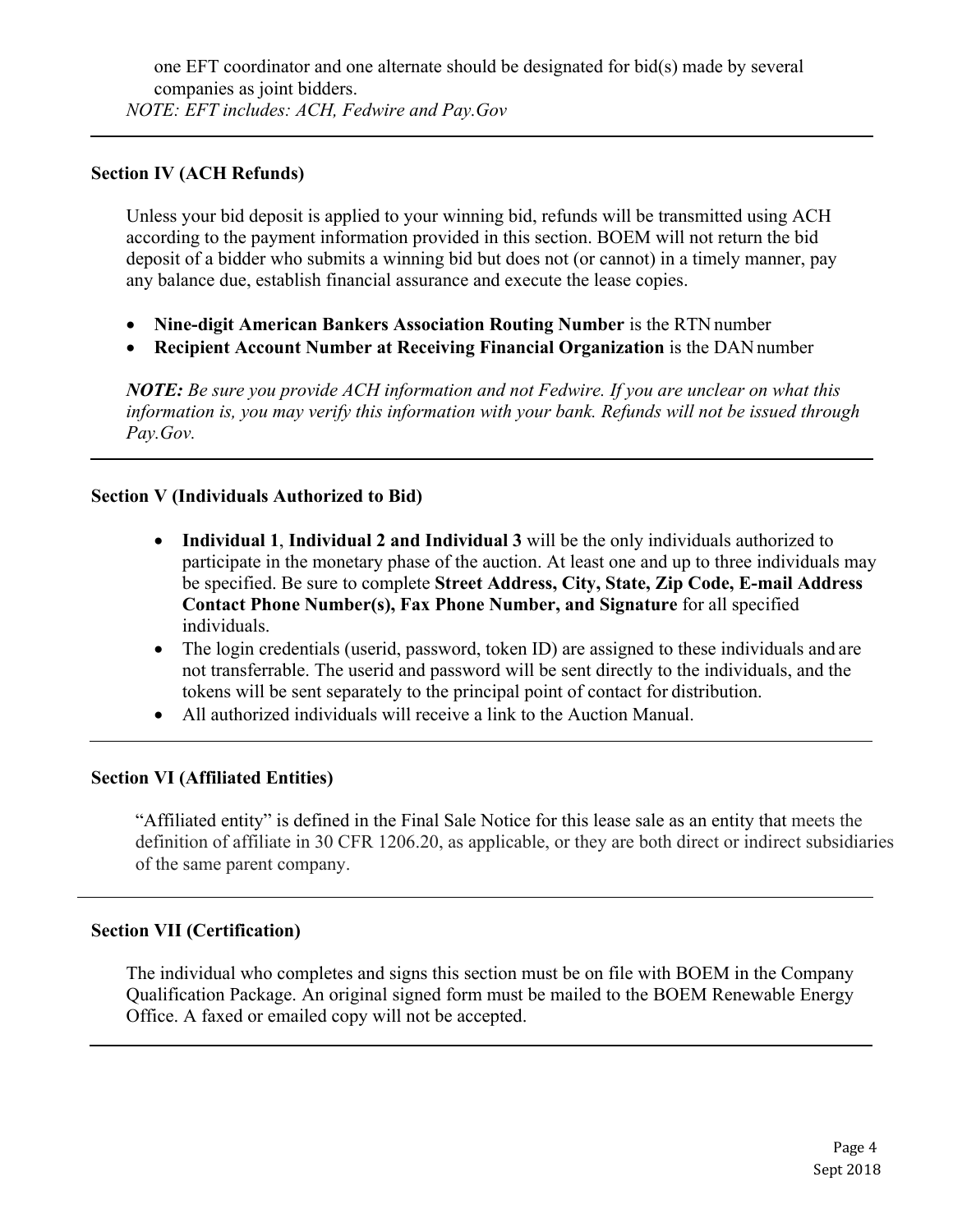one EFT coordinator and one alternate should be designated for bid(s) made by several companies as joint bidders.

*NOTE: EFT includes: ACH, Fedwire and Pay.Gov*

---

**Section IV (ACH Refunds)**

Unless your bid deposit is applied to your winning bid, refunds will be transmitted using ACH according to the payment information provided in this section. BOEM will not return the bid deposit of a bidder who submits a winning bid but does not (or cannot) in a timely manner, pay any balance due, establish financial assurance and execute the lease copies.

- **Nine-digit American Bankers Association Routing Number** is the RTN number
- **Recipient Account Number at Receiving Financial Organization** is the DAN number

***NOTE:*** *Be sure you provide ACH information and not Fedwire. If you are unclear on what this information is, you may verify this information with your bank. Refunds will not be issued through Pay.Gov.*

---

**Section V (Individuals Authorized to Bid)**

- **Individual 1**, **Individual 2 and Individual 3** will be the only individuals authorized to participate in the monetary phase of the auction. At least one and up to three individuals may be specified. Be sure to complete **Street Address, City, State, Zip Code, E-mail Address Contact Phone Number(s), Fax Phone Number, and Signature** for all specified individuals.
- The login credentials (userid, password, token ID) are assigned to these individuals and are not transferrable. The userid and password will be sent directly to the individuals, and the tokens will be sent separately to the principal point of contact for distribution.
- All authorized individuals will receive a link to the Auction Manual.

---

**Section VI (Affiliated Entities)**

"Affiliated entity" is defined in the Final Sale Notice for this lease sale as an entity that meets the definition of affiliate in 30 CFR 1206.20, as applicable, or they are both direct or indirect subsidiaries of the same parent company.

---

**Section VII (Certification)**

The individual who completes and signs this section must be on file with BOEM in the Company Qualification Package. An original signed form must be mailed to the BOEM Renewable Energy Office. A faxed or emailed copy will not be accepted.

---

Sept 2018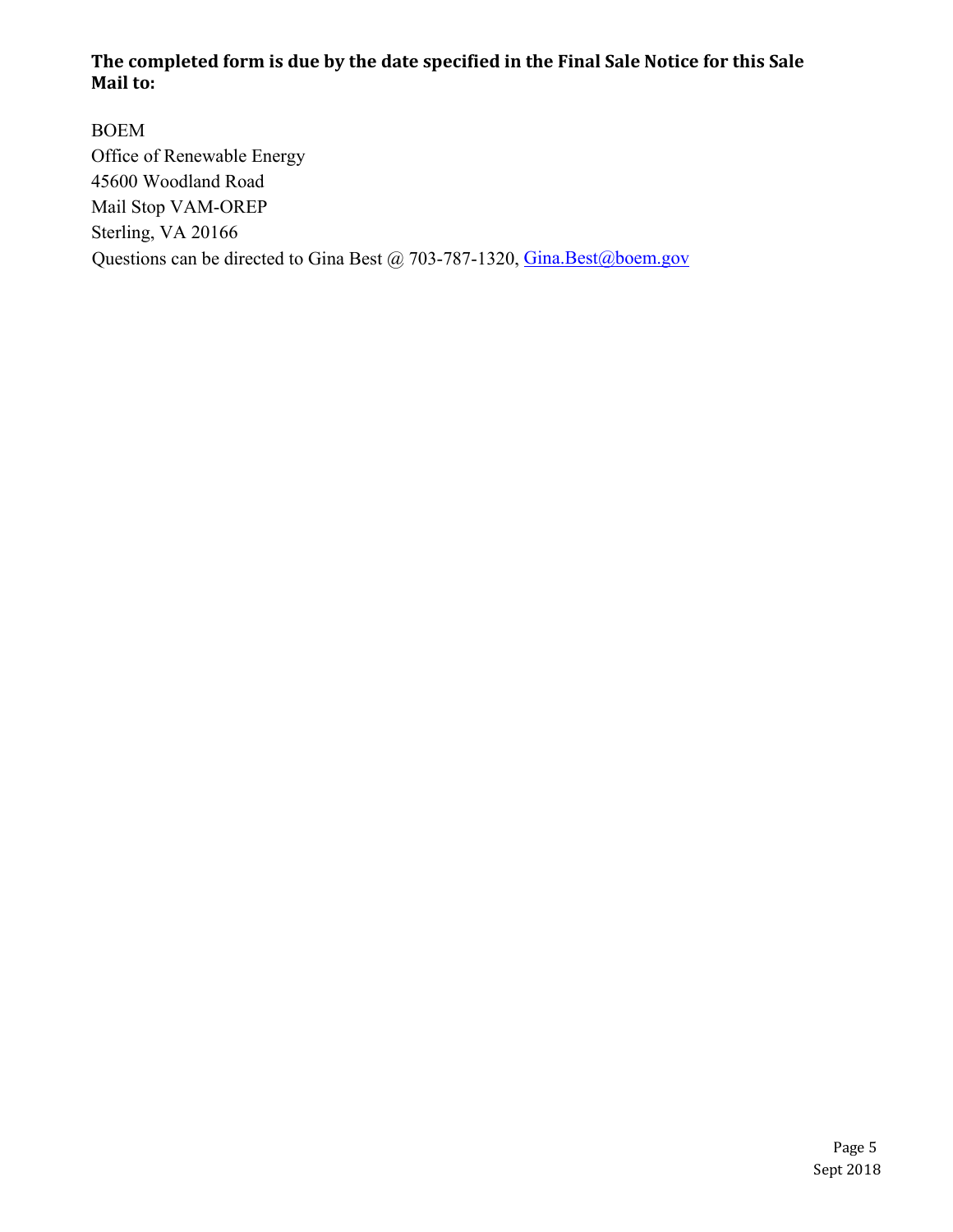**The completed form is due by the date specified in the Final Sale Notice for this Sale**
**Mail to:**

BOEM
Office of Renewable Energy
45600 Woodland Road
Mail Stop VAM-OREP
Sterling, VA 20166
Questions can be directed to Gina Best @ 703-787-1320, Gina.Best@boem.gov